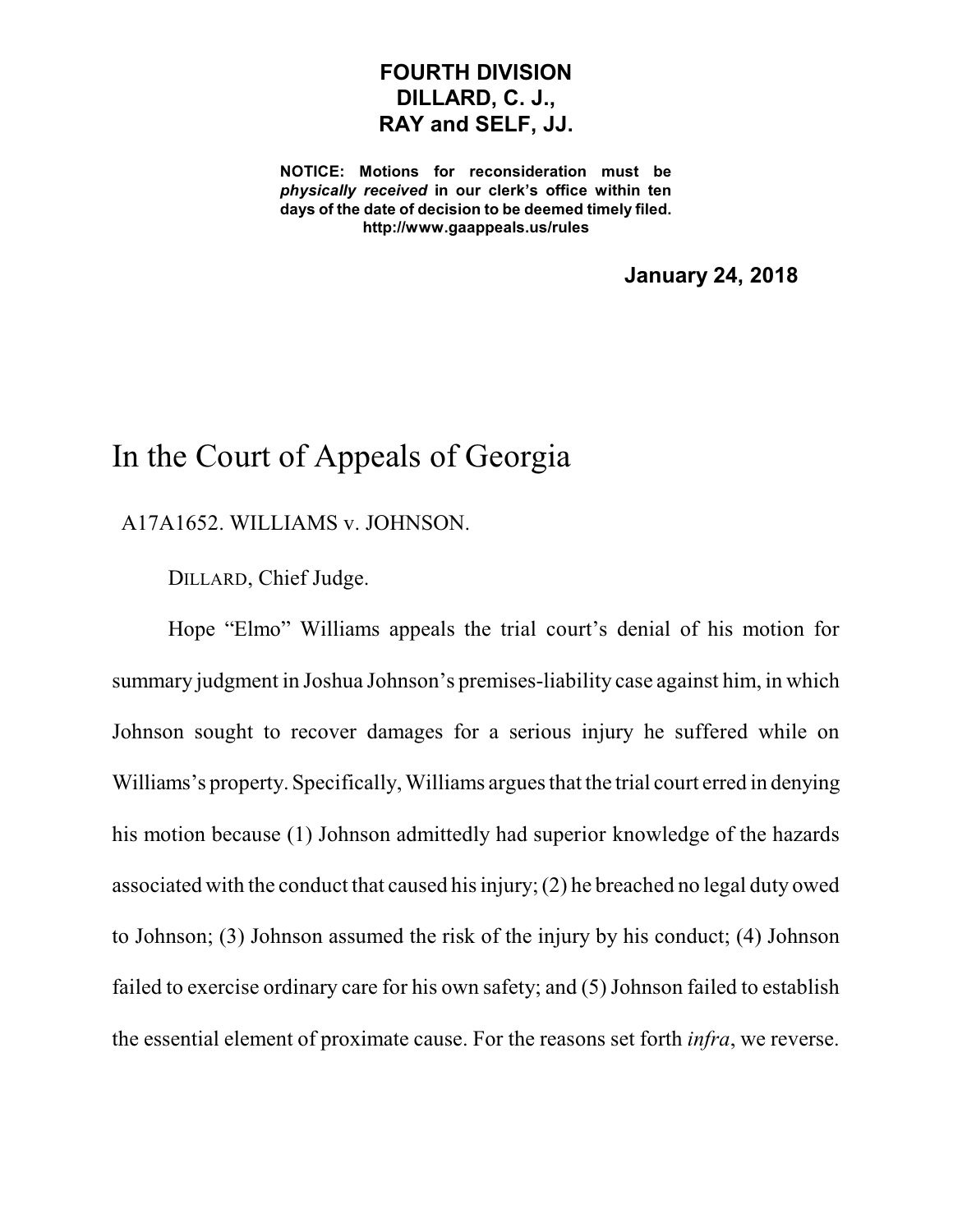**FOURTH DIVISION**
**DILLARD, C. J.,**
**RAY and SELF, JJ.**

**NOTICE: Motions for reconsideration must be *physically received* in our clerk's office within ten days of the date of decision to be deemed timely filed.**
**http://www.gaappeals.us/rules**

**January 24, 2018**

# In the Court of Appeals of Georgia

A17A1652. WILLIAMS v. JOHNSON.

DILLARD, Chief Judge.

Hope "Elmo" Williams appeals the trial court's denial of his motion for summary judgment in Joshua Johnson's premises-liability case against him, in which Johnson sought to recover damages for a serious injury he suffered while on Williams's property. Specifically, Williams argues that the trial court erred in denying his motion because (1) Johnson admittedly had superior knowledge of the hazards associated with the conduct that caused his injury; (2) he breached no legal duty owed to Johnson; (3) Johnson assumed the risk of the injury by his conduct; (4) Johnson failed to exercise ordinary care for his own safety; and (5) Johnson failed to establish the essential element of proximate cause. For the reasons set forth *infra*, we reverse.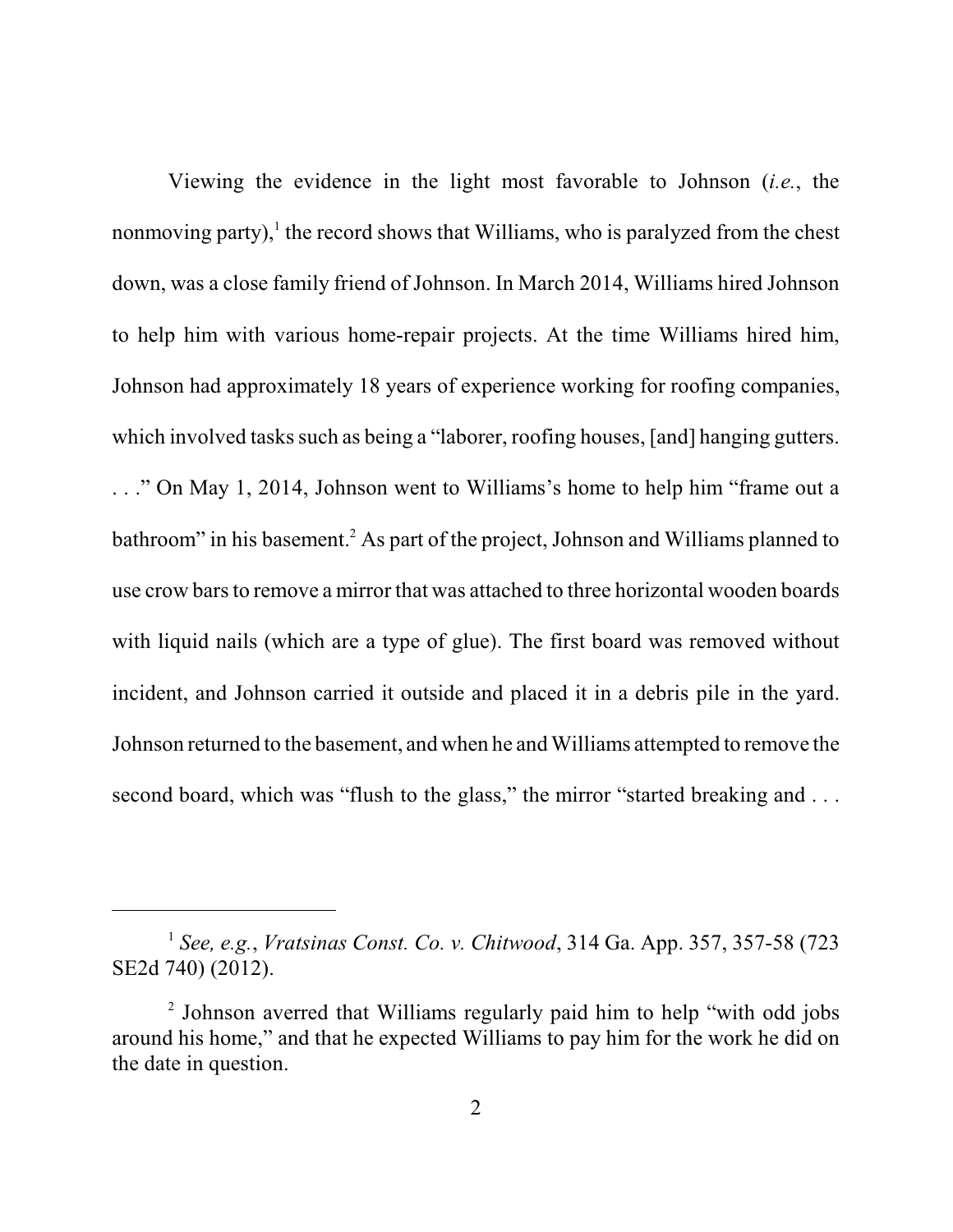Viewing the evidence in the light most favorable to Johnson (*i.e.*, the nonmoving party),[1] the record shows that Williams, who is paralyzed from the chest down, was a close family friend of Johnson. In March 2014, Williams hired Johnson to help him with various home-repair projects. At the time Williams hired him, Johnson had approximately 18 years of experience working for roofing companies, which involved tasks such as being a "laborer, roofing houses, [and] hanging gutters. . . ." On May 1, 2014, Johnson went to Williams's home to help him "frame out a bathroom" in his basement.[2] As part of the project, Johnson and Williams planned to use crow bars to remove a mirror that was attached to three horizontal wooden boards with liquid nails (which are a type of glue). The first board was removed without incident, and Johnson carried it outside and placed it in a debris pile in the yard. Johnson returned to the basement, and when he and Williams attempted to remove the second board, which was "flush to the glass," the mirror "started breaking and . . .

---

[1] *See, e.g.*, *Vratsinas Const. Co. v. Chitwood*, 314 Ga. App. 357, 357-58 (723 SE2d 740) (2012).

[2] Johnson averred that Williams regularly paid him to help "with odd jobs around his home," and that he expected Williams to pay him for the work he did on the date in question.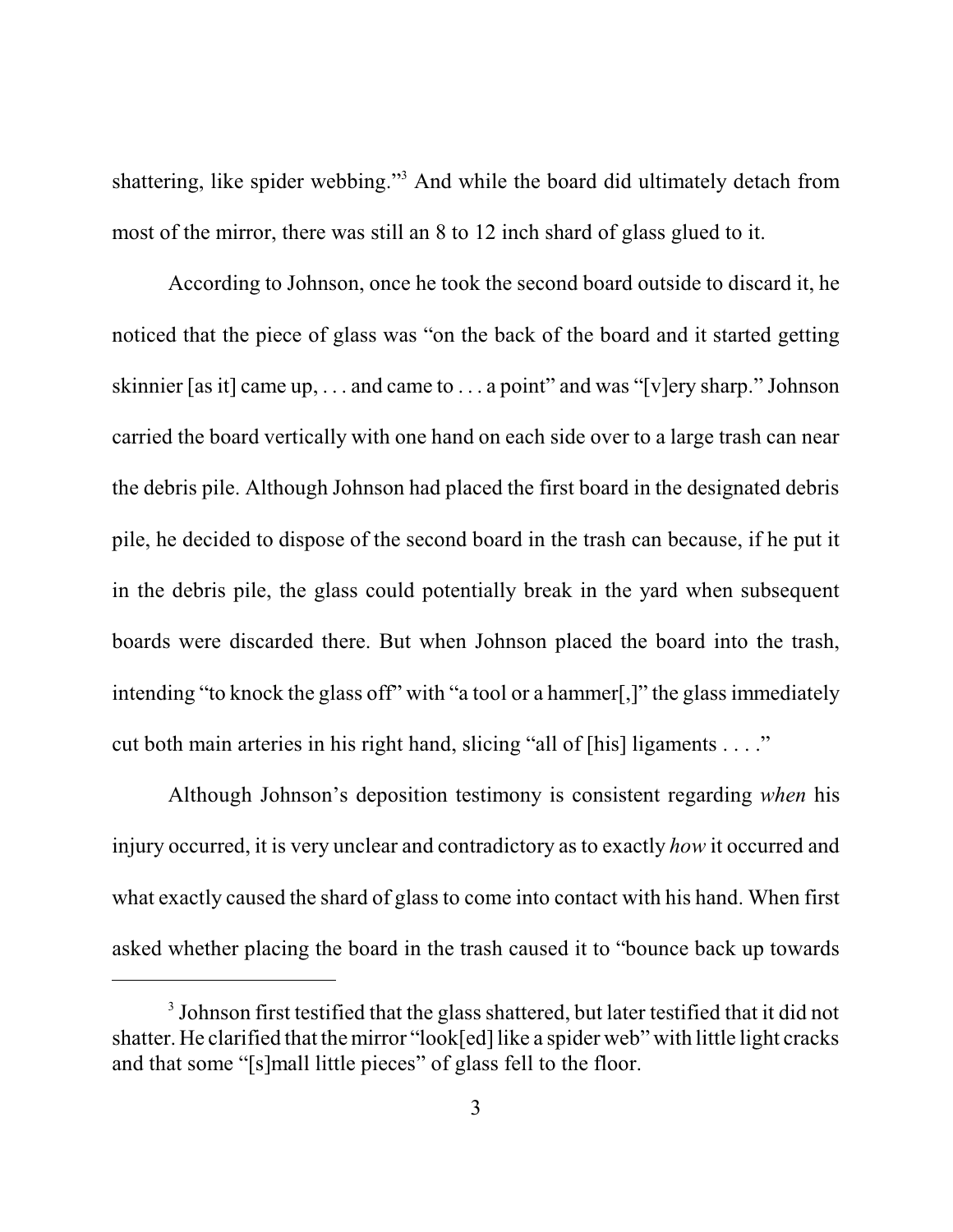shattering, like spider webbing."[3] And while the board did ultimately detach from most of the mirror, there was still an 8 to 12 inch shard of glass glued to it.

According to Johnson, once he took the second board outside to discard it, he noticed that the piece of glass was "on the back of the board and it started getting skinnier [as it] came up, . . . and came to . . . a point" and was "[v]ery sharp." Johnson carried the board vertically with one hand on each side over to a large trash can near the debris pile. Although Johnson had placed the first board in the designated debris pile, he decided to dispose of the second board in the trash can because, if he put it in the debris pile, the glass could potentially break in the yard when subsequent boards were discarded there. But when Johnson placed the board into the trash, intending "to knock the glass off" with "a tool or a hammer[,]" the glass immediately cut both main arteries in his right hand, slicing "all of [his] ligaments . . . ."

Although Johnson's deposition testimony is consistent regarding *when* his injury occurred, it is very unclear and contradictory as to exactly *how* it occurred and what exactly caused the shard of glass to come into contact with his hand. When first asked whether placing the board in the trash caused it to "bounce back up towards

---

[3] Johnson first testified that the glass shattered, but later testified that it did not shatter. He clarified that the mirror "look[ed] like a spider web" with little light cracks and that some "[s]mall little pieces" of glass fell to the floor.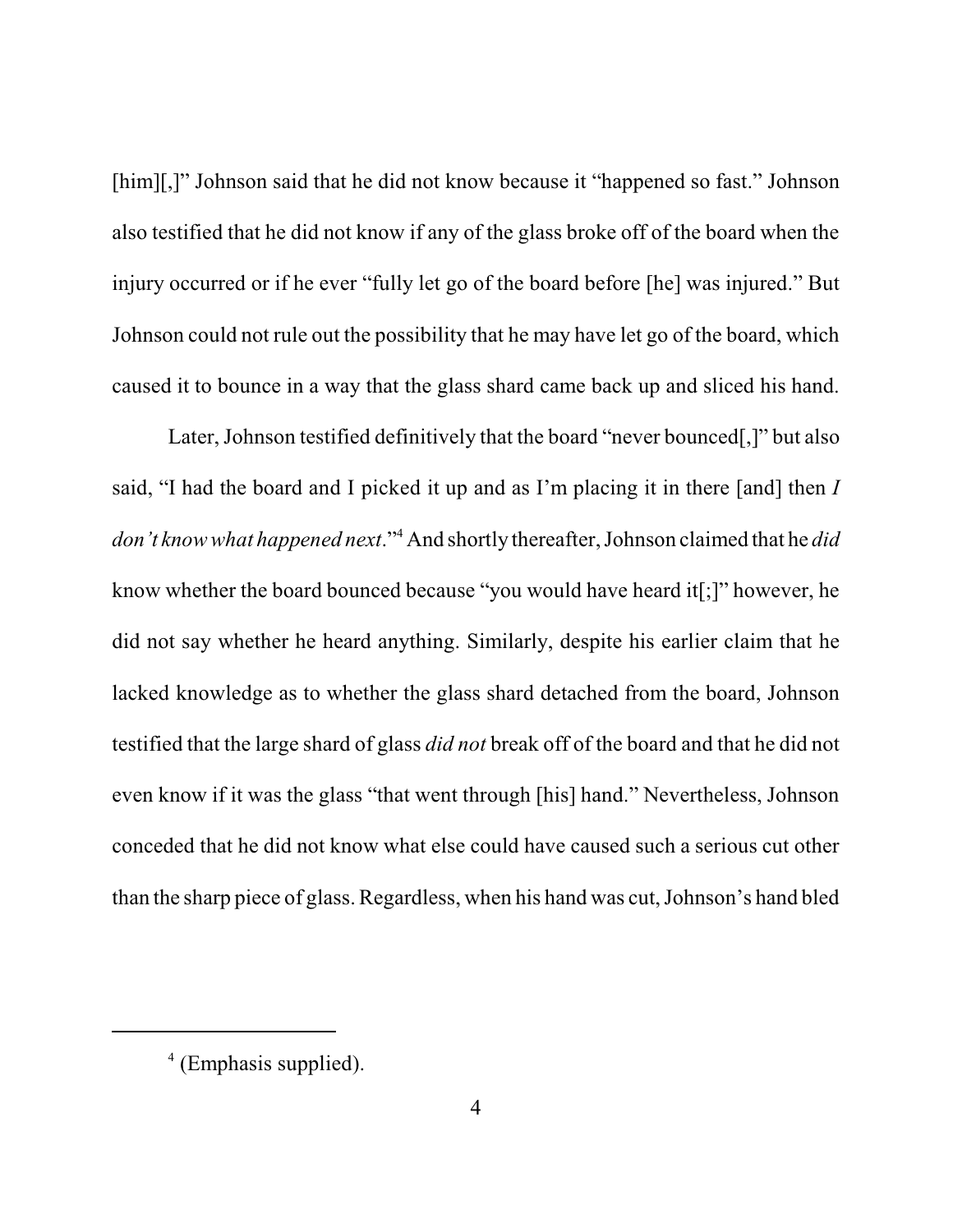[him][,]" Johnson said that he did not know because it "happened so fast." Johnson also testified that he did not know if any of the glass broke off of the board when the injury occurred or if he ever "fully let go of the board before [he] was injured." But Johnson could not rule out the possibility that he may have let go of the board, which caused it to bounce in a way that the glass shard came back up and sliced his hand.

Later, Johnson testified definitively that the board "never bounced[,]" but also said, "I had the board and I picked it up and as I'm placing it in there [and] then *I don't know what happened next*."[4] And shortly thereafter, Johnson claimed that he *did* know whether the board bounced because "you would have heard it[;]" however, he did not say whether he heard anything. Similarly, despite his earlier claim that he lacked knowledge as to whether the glass shard detached from the board, Johnson testified that the large shard of glass *did not* break off of the board and that he did not even know if it was the glass "that went through [his] hand." Nevertheless, Johnson conceded that he did not know what else could have caused such a serious cut other than the sharp piece of glass. Regardless, when his hand was cut, Johnson's hand bled

---

[4] (Emphasis supplied).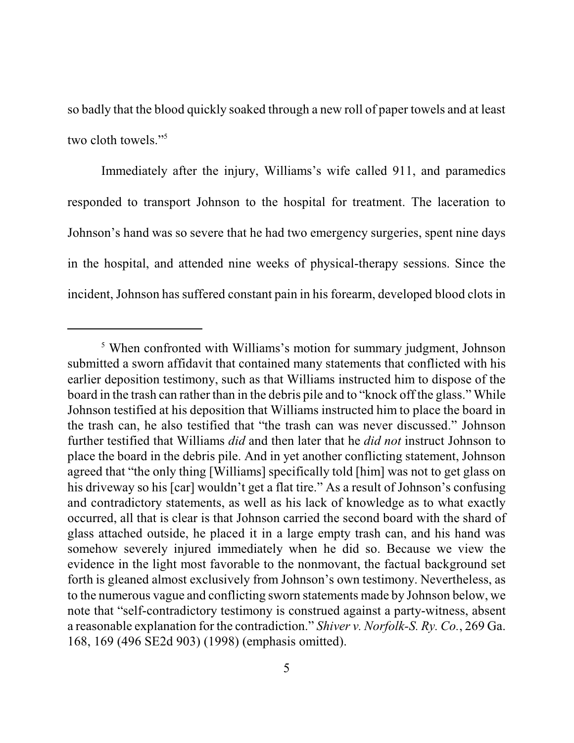so badly that the blood quickly soaked through a new roll of paper towels and at least two cloth towels."[5]

Immediately after the injury, Williams's wife called 911, and paramedics responded to transport Johnson to the hospital for treatment. The laceration to Johnson's hand was so severe that he had two emergency surgeries, spent nine days in the hospital, and attended nine weeks of physical-therapy sessions. Since the incident, Johnson has suffered constant pain in his forearm, developed blood clots in

---

[5] When confronted with Williams's motion for summary judgment, Johnson submitted a sworn affidavit that contained many statements that conflicted with his earlier deposition testimony, such as that Williams instructed him to dispose of the board in the trash can rather than in the debris pile and to "knock off the glass." While Johnson testified at his deposition that Williams instructed him to place the board in the trash can, he also testified that "the trash can was never discussed." Johnson further testified that Williams *did* and then later that he *did not* instruct Johnson to place the board in the debris pile. And in yet another conflicting statement, Johnson agreed that "the only thing [Williams] specifically told [him] was not to get glass on his driveway so his [car] wouldn't get a flat tire." As a result of Johnson's confusing and contradictory statements, as well as his lack of knowledge as to what exactly occurred, all that is clear is that Johnson carried the second board with the shard of glass attached outside, he placed it in a large empty trash can, and his hand was somehow severely injured immediately when he did so. Because we view the evidence in the light most favorable to the nonmovant, the factual background set forth is gleaned almost exclusively from Johnson's own testimony. Nevertheless, as to the numerous vague and conflicting sworn statements made by Johnson below, we note that "self-contradictory testimony is construed against a party-witness, absent a reasonable explanation for the contradiction." *Shiver v. Norfolk-S. Ry. Co.*, 269 Ga. 168, 169 (496 SE2d 903) (1998) (emphasis omitted).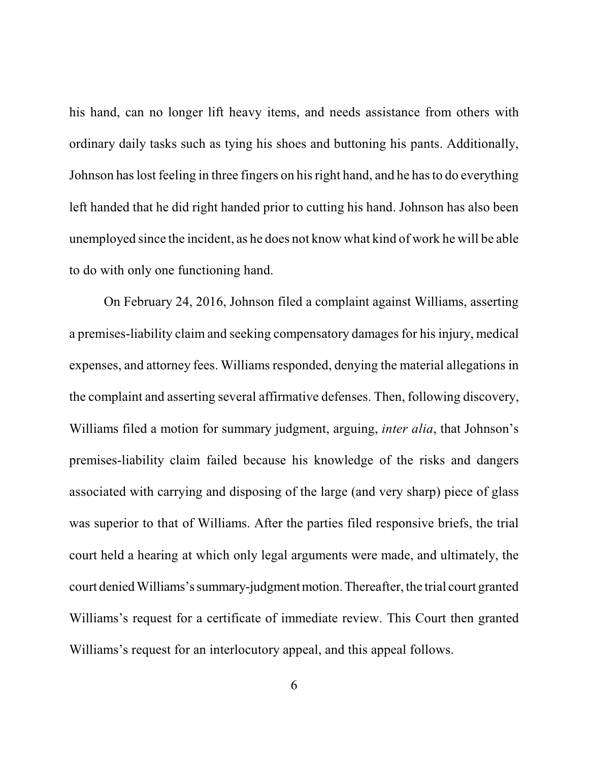his hand, can no longer lift heavy items, and needs assistance from others with ordinary daily tasks such as tying his shoes and buttoning his pants. Additionally, Johnson has lost feeling in three fingers on his right hand, and he has to do everything left handed that he did right handed prior to cutting his hand. Johnson has also been unemployed since the incident, as he does not know what kind of work he will be able to do with only one functioning hand.

On February 24, 2016, Johnson filed a complaint against Williams, asserting a premises-liability claim and seeking compensatory damages for his injury, medical expenses, and attorney fees. Williams responded, denying the material allegations in the complaint and asserting several affirmative defenses. Then, following discovery, Williams filed a motion for summary judgment, arguing, *inter alia*, that Johnson's premises-liability claim failed because his knowledge of the risks and dangers associated with carrying and disposing of the large (and very sharp) piece of glass was superior to that of Williams. After the parties filed responsive briefs, the trial court held a hearing at which only legal arguments were made, and ultimately, the court denied Williams's summary-judgment motion. Thereafter, the trial court granted Williams's request for a certificate of immediate review. This Court then granted Williams's request for an interlocutory appeal, and this appeal follows.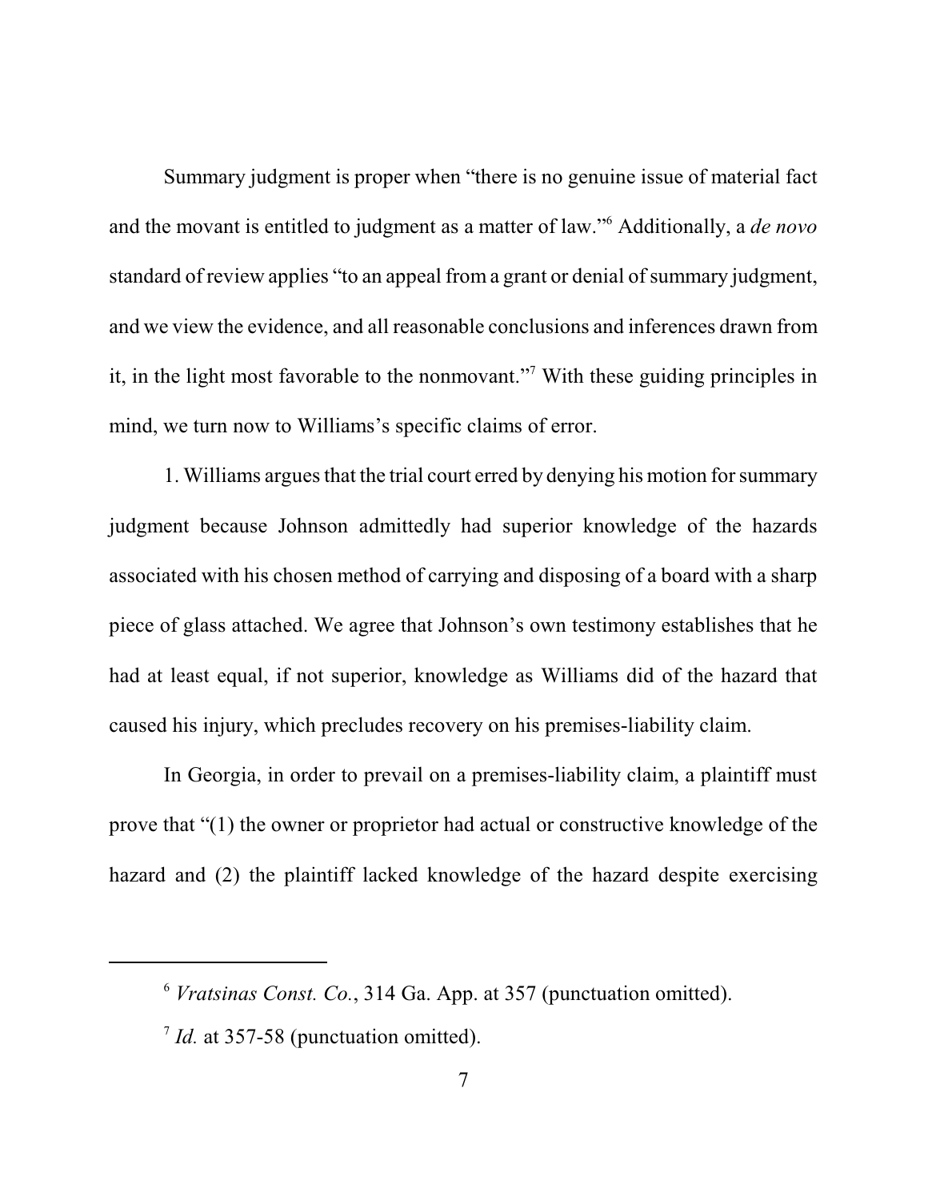Summary judgment is proper when "there is no genuine issue of material fact and the movant is entitled to judgment as a matter of law."[6] Additionally, a *de novo* standard of review applies "to an appeal from a grant or denial of summary judgment, and we view the evidence, and all reasonable conclusions and inferences drawn from it, in the light most favorable to the nonmovant."[7] With these guiding principles in mind, we turn now to Williams's specific claims of error.

1. Williams argues that the trial court erred by denying his motion for summary judgment because Johnson admittedly had superior knowledge of the hazards associated with his chosen method of carrying and disposing of a board with a sharp piece of glass attached. We agree that Johnson's own testimony establishes that he had at least equal, if not superior, knowledge as Williams did of the hazard that caused his injury, which precludes recovery on his premises-liability claim.

In Georgia, in order to prevail on a premises-liability claim, a plaintiff must prove that "(1) the owner or proprietor had actual or constructive knowledge of the hazard and (2) the plaintiff lacked knowledge of the hazard despite exercising

---

[6] *Vratsinas Const. Co.*, 314 Ga. App. at 357 (punctuation omitted).

[7] *Id.* at 357-58 (punctuation omitted).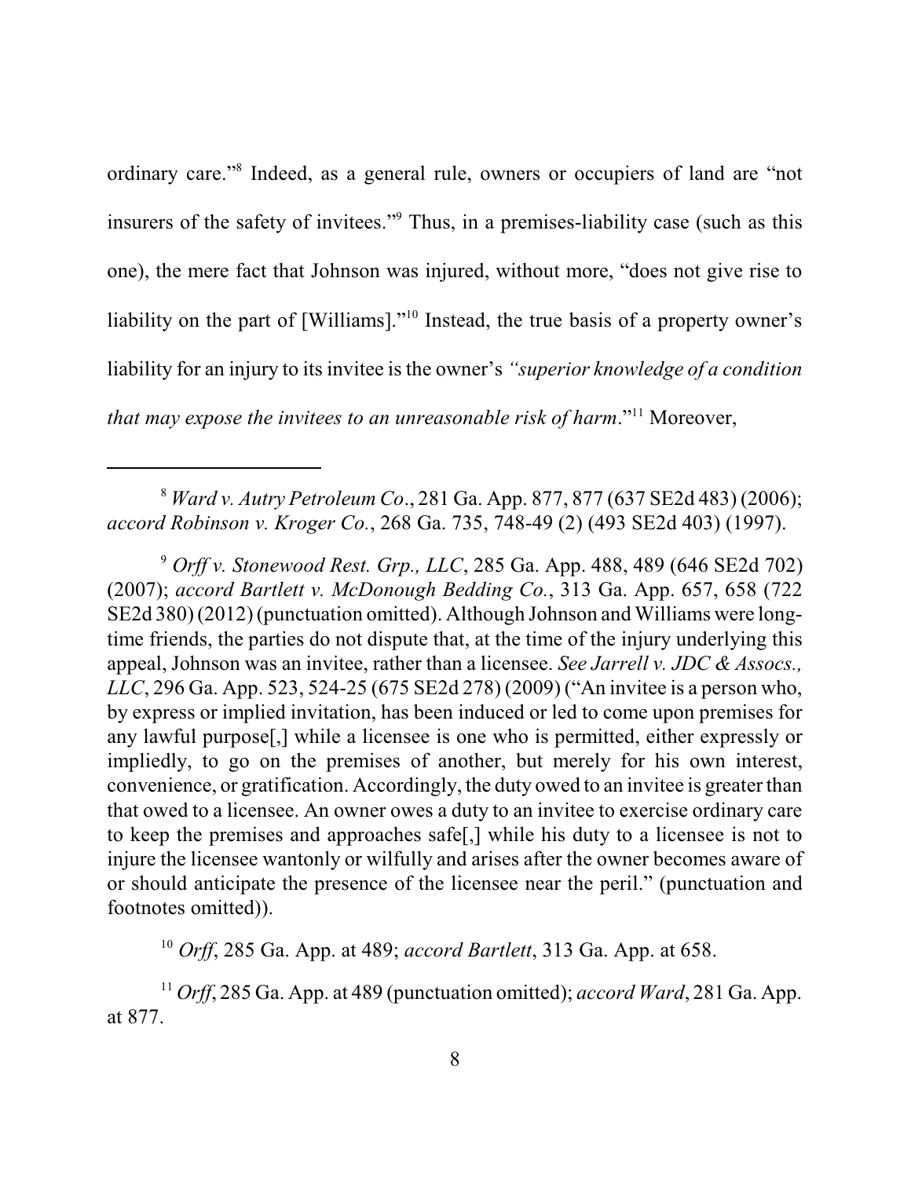ordinary care."[8] Indeed, as a general rule, owners or occupiers of land are "not insurers of the safety of invitees."[9] Thus, in a premises-liability case (such as this one), the mere fact that Johnson was injured, without more, "does not give rise to liability on the part of [Williams]."[10] Instead, the true basis of a property owner's liability for an injury to its invitee is the owner's *"superior knowledge of a condition that may expose the invitees to an unreasonable risk of harm*."[11] Moreover,

---

[8] *Ward v. Autry Petroleum Co*., 281 Ga. App. 877, 877 (637 SE2d 483) (2006); *accord Robinson v. Kroger Co.*, 268 Ga. 735, 748-49 (2) (493 SE2d 403) (1997).

[9] *Orff v. Stonewood Rest. Grp., LLC*, 285 Ga. App. 488, 489 (646 SE2d 702) (2007); *accord Bartlett v. McDonough Bedding Co.*, 313 Ga. App. 657, 658 (722 SE2d 380) (2012) (punctuation omitted). Although Johnson and Williams were long-time friends, the parties do not dispute that, at the time of the injury underlying this appeal, Johnson was an invitee, rather than a licensee. *See Jarrell v. JDC & Assocs., LLC*, 296 Ga. App. 523, 524-25 (675 SE2d 278) (2009) ("An invitee is a person who, by express or implied invitation, has been induced or led to come upon premises for any lawful purpose[,] while a licensee is one who is permitted, either expressly or impliedly, to go on the premises of another, but merely for his own interest, convenience, or gratification. Accordingly, the duty owed to an invitee is greater than that owed to a licensee. An owner owes a duty to an invitee to exercise ordinary care to keep the premises and approaches safe[,] while his duty to a licensee is not to injure the licensee wantonly or wilfully and arises after the owner becomes aware of or should anticipate the presence of the licensee near the peril." (punctuation and footnotes omitted)).

[10] *Orff*, 285 Ga. App. at 489; *accord Bartlett*, 313 Ga. App. at 658.

[11] *Orff*, 285 Ga. App. at 489 (punctuation omitted); *accord Ward*, 281 Ga. App. at 877.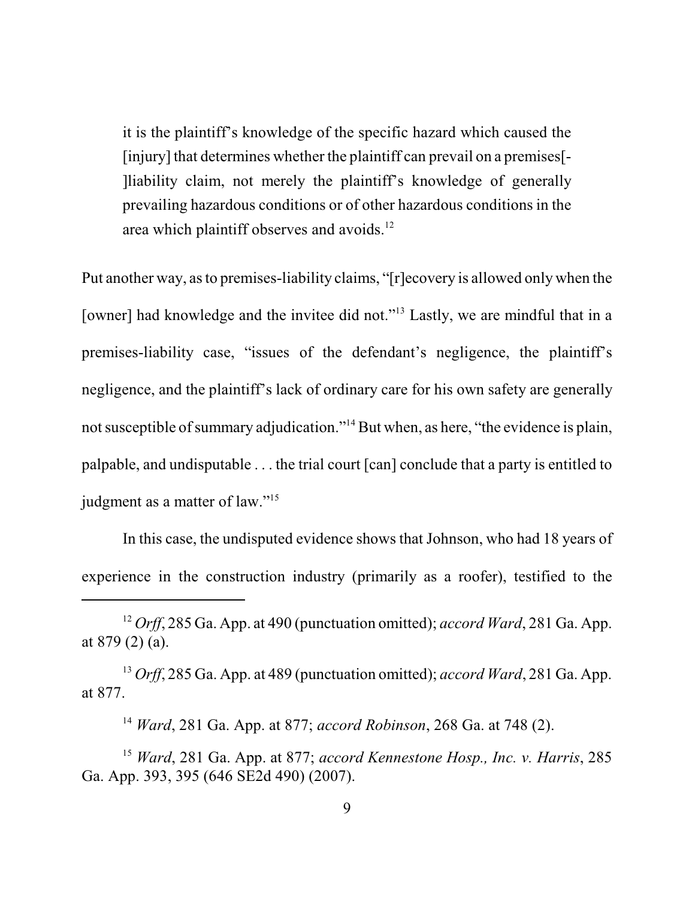> it is the plaintiff's knowledge of the specific hazard which caused the [injury] that determines whether the plaintiff can prevail on a premises[-]liability claim, not merely the plaintiff's knowledge of generally prevailing hazardous conditions or of other hazardous conditions in the area which plaintiff observes and avoids.[12]

Put another way, as to premises-liability claims, "[r]ecovery is allowed only when the [owner] had knowledge and the invitee did not."[13] Lastly, we are mindful that in a premises-liability case, "issues of the defendant's negligence, the plaintiff's negligence, and the plaintiff's lack of ordinary care for his own safety are generally not susceptible of summary adjudication."[14] But when, as here, "the evidence is plain, palpable, and undisputable . . . the trial court [can] conclude that a party is entitled to judgment as a matter of law."[15]

In this case, the undisputed evidence shows that Johnson, who had 18 years of experience in the construction industry (primarily as a roofer), testified to the

---

[12] *Orff*, 285 Ga. App. at 490 (punctuation omitted); *accord Ward*, 281 Ga. App. at 879 (2) (a).

[13] *Orff*, 285 Ga. App. at 489 (punctuation omitted); *accord Ward*, 281 Ga. App. at 877.

[14] *Ward*, 281 Ga. App. at 877; *accord Robinson*, 268 Ga. at 748 (2).

[15] *Ward*, 281 Ga. App. at 877; *accord Kennestone Hosp., Inc. v. Harris*, 285 Ga. App. 393, 395 (646 SE2d 490) (2007).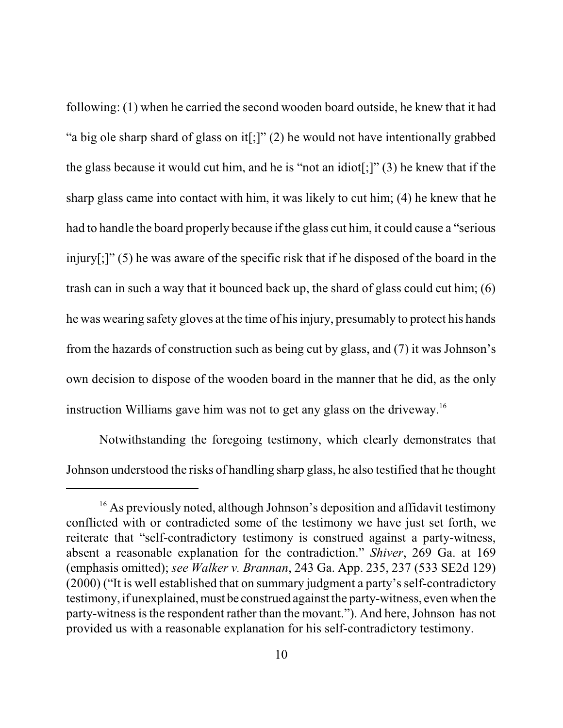following: (1) when he carried the second wooden board outside, he knew that it had "a big ole sharp shard of glass on it[;]" (2) he would not have intentionally grabbed the glass because it would cut him, and he is "not an idiot[;]" (3) he knew that if the sharp glass came into contact with him, it was likely to cut him; (4) he knew that he had to handle the board properly because if the glass cut him, it could cause a "serious injury[;]" (5) he was aware of the specific risk that if he disposed of the board in the trash can in such a way that it bounced back up, the shard of glass could cut him; (6) he was wearing safety gloves at the time of his injury, presumably to protect his hands from the hazards of construction such as being cut by glass, and (7) it was Johnson's own decision to dispose of the wooden board in the manner that he did, as the only instruction Williams gave him was not to get any glass on the driveway.[16]

Notwithstanding the foregoing testimony, which clearly demonstrates that Johnson understood the risks of handling sharp glass, he also testified that he thought

---

[16] As previously noted, although Johnson's deposition and affidavit testimony conflicted with or contradicted some of the testimony we have just set forth, we reiterate that "self-contradictory testimony is construed against a party-witness, absent a reasonable explanation for the contradiction." *Shiver*, 269 Ga. at 169 (emphasis omitted); *see Walker v. Brannan*, 243 Ga. App. 235, 237 (533 SE2d 129) (2000) ("It is well established that on summary judgment a party's self-contradictory testimony, if unexplained, must be construed against the party-witness, even when the party-witness is the respondent rather than the movant."). And here, Johnson has not provided us with a reasonable explanation for his self-contradictory testimony.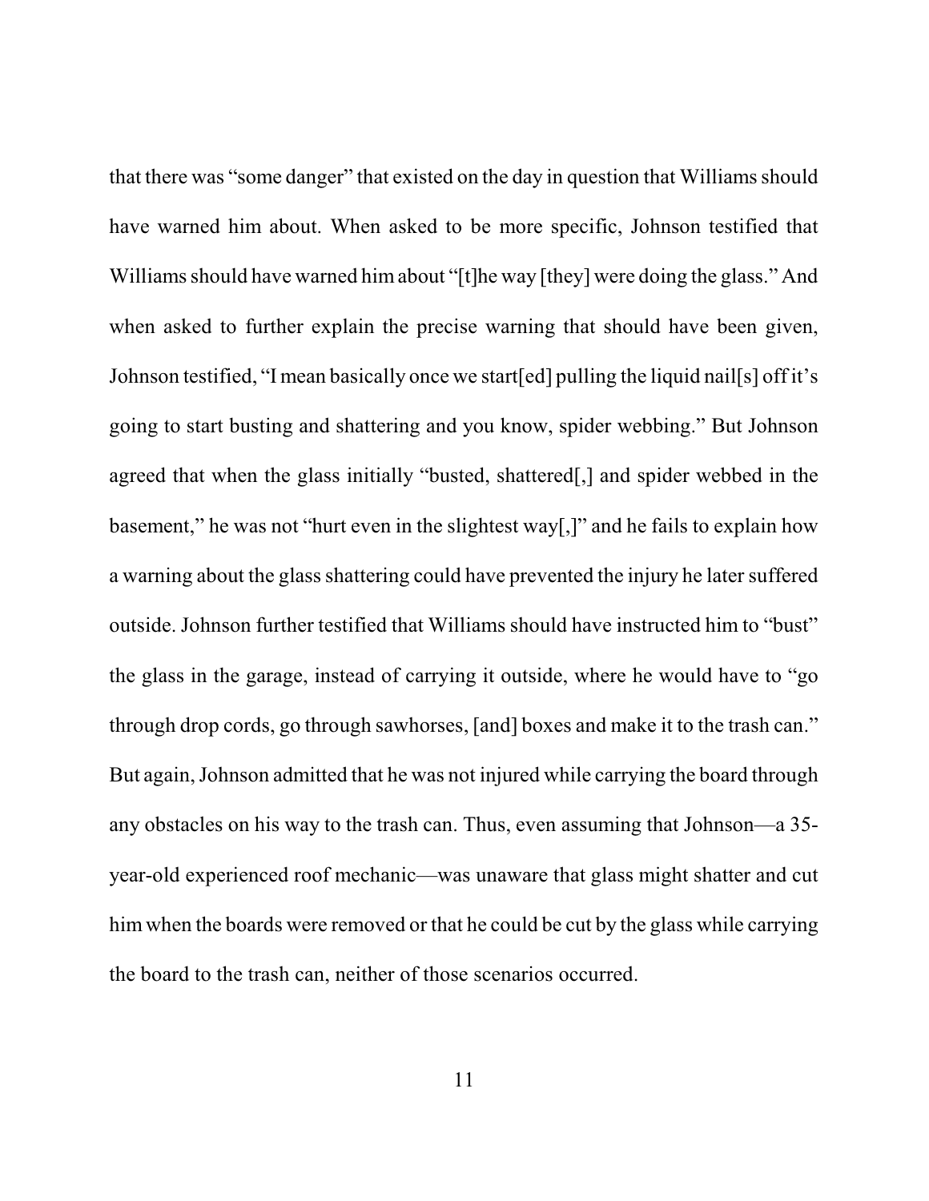that there was "some danger" that existed on the day in question that Williams should have warned him about. When asked to be more specific, Johnson testified that Williams should have warned him about "[t]he way [they] were doing the glass." And when asked to further explain the precise warning that should have been given, Johnson testified, "I mean basically once we start[ed] pulling the liquid nail[s] off it's going to start busting and shattering and you know, spider webbing." But Johnson agreed that when the glass initially "busted, shattered[,] and spider webbed in the basement," he was not "hurt even in the slightest way[,]" and he fails to explain how a warning about the glass shattering could have prevented the injury he later suffered outside. Johnson further testified that Williams should have instructed him to "bust" the glass in the garage, instead of carrying it outside, where he would have to "go through drop cords, go through sawhorses, [and] boxes and make it to the trash can." But again, Johnson admitted that he was not injured while carrying the board through any obstacles on his way to the trash can. Thus, even assuming that Johnson—a 35-year-old experienced roof mechanic—was unaware that glass might shatter and cut him when the boards were removed or that he could be cut by the glass while carrying the board to the trash can, neither of those scenarios occurred.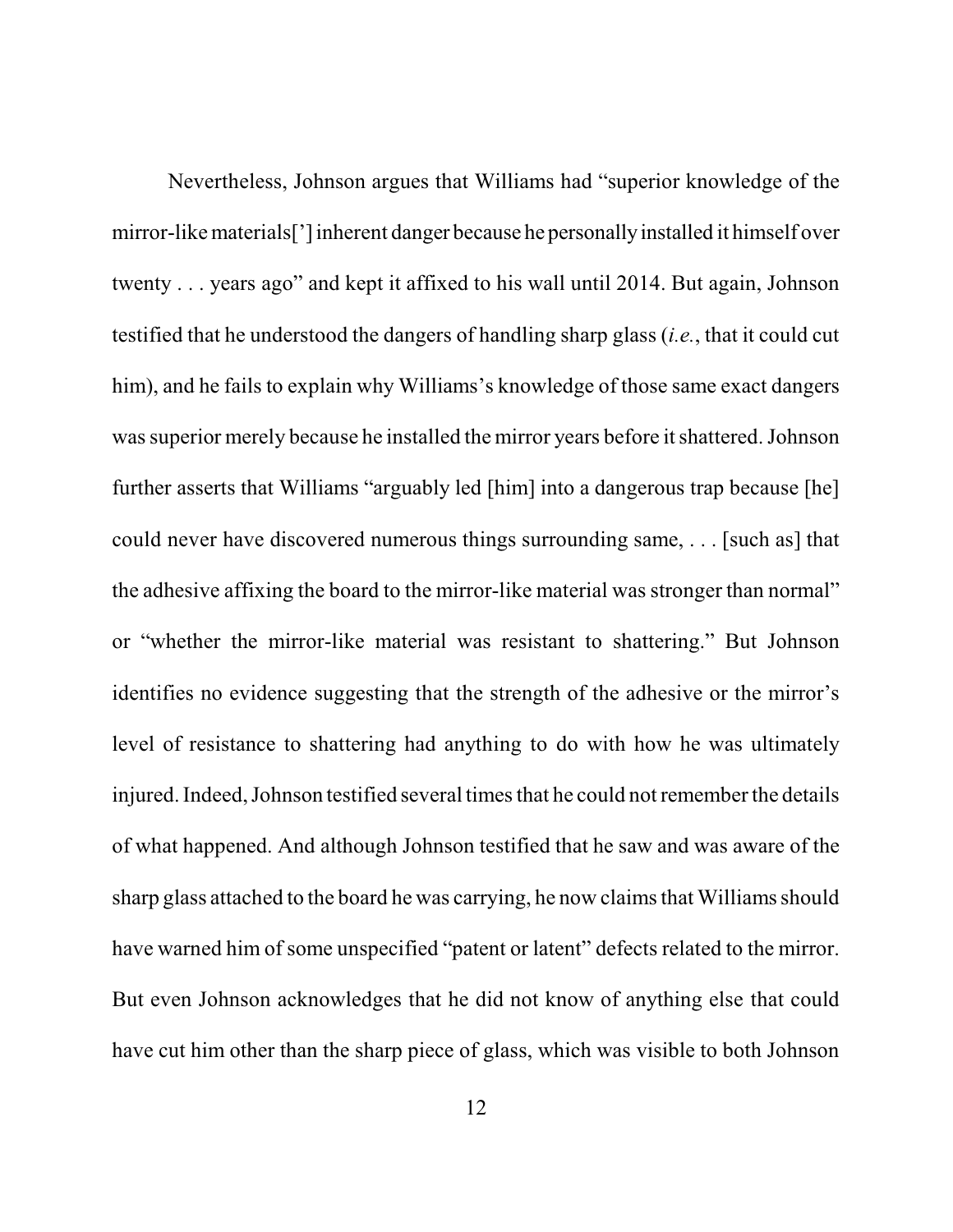Nevertheless, Johnson argues that Williams had "superior knowledge of the mirror-like materials['] inherent danger because he personally installed it himself over twenty . . . years ago" and kept it affixed to his wall until 2014. But again, Johnson testified that he understood the dangers of handling sharp glass (*i.e.*, that it could cut him), and he fails to explain why Williams's knowledge of those same exact dangers was superior merely because he installed the mirror years before it shattered. Johnson further asserts that Williams "arguably led [him] into a dangerous trap because [he] could never have discovered numerous things surrounding same, . . . [such as] that the adhesive affixing the board to the mirror-like material was stronger than normal" or "whether the mirror-like material was resistant to shattering." But Johnson identifies no evidence suggesting that the strength of the adhesive or the mirror's level of resistance to shattering had anything to do with how he was ultimately injured. Indeed, Johnson testified several times that he could not remember the details of what happened. And although Johnson testified that he saw and was aware of the sharp glass attached to the board he was carrying, he now claims that Williams should have warned him of some unspecified "patent or latent" defects related to the mirror. But even Johnson acknowledges that he did not know of anything else that could have cut him other than the sharp piece of glass, which was visible to both Johnson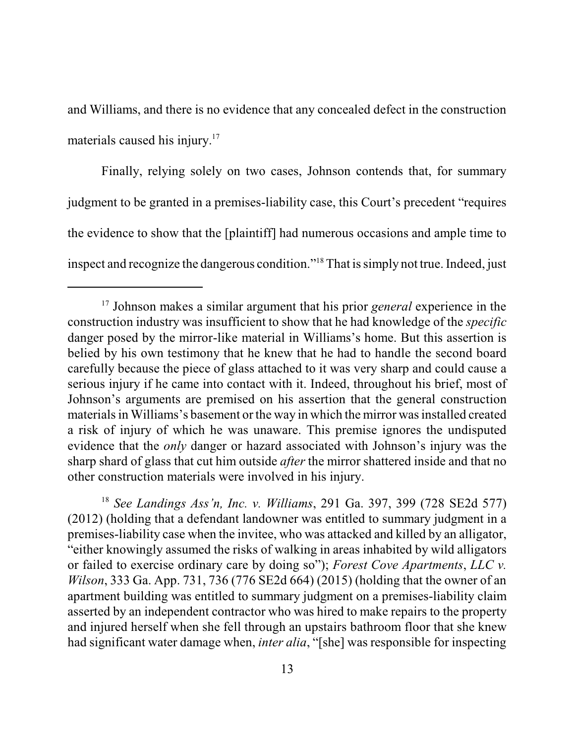and Williams, and there is no evidence that any concealed defect in the construction materials caused his injury.[17]

Finally, relying solely on two cases, Johnson contends that, for summary judgment to be granted in a premises-liability case, this Court's precedent "requires the evidence to show that the [plaintiff] had numerous occasions and ample time to inspect and recognize the dangerous condition."[18] That is simply not true. Indeed, just

---

[17] Johnson makes a similar argument that his prior *general* experience in the construction industry was insufficient to show that he had knowledge of the *specific* danger posed by the mirror-like material in Williams's home. But this assertion is belied by his own testimony that he knew that he had to handle the second board carefully because the piece of glass attached to it was very sharp and could cause a serious injury if he came into contact with it. Indeed, throughout his brief, most of Johnson's arguments are premised on his assertion that the general construction materials in Williams's basement or the way in which the mirror was installed created a risk of injury of which he was unaware. This premise ignores the undisputed evidence that the *only* danger or hazard associated with Johnson's injury was the sharp shard of glass that cut him outside *after* the mirror shattered inside and that no other construction materials were involved in his injury.

[18] *See Landings Ass'n, Inc. v. Williams*, 291 Ga. 397, 399 (728 SE2d 577) (2012) (holding that a defendant landowner was entitled to summary judgment in a premises-liability case when the invitee, who was attacked and killed by an alligator, "either knowingly assumed the risks of walking in areas inhabited by wild alligators or failed to exercise ordinary care by doing so"); *Forest Cove Apartments, LLC v. Wilson*, 333 Ga. App. 731, 736 (776 SE2d 664) (2015) (holding that the owner of an apartment building was entitled to summary judgment on a premises-liability claim asserted by an independent contractor who was hired to make repairs to the property and injured herself when she fell through an upstairs bathroom floor that she knew had significant water damage when, *inter alia*, "[she] was responsible for inspecting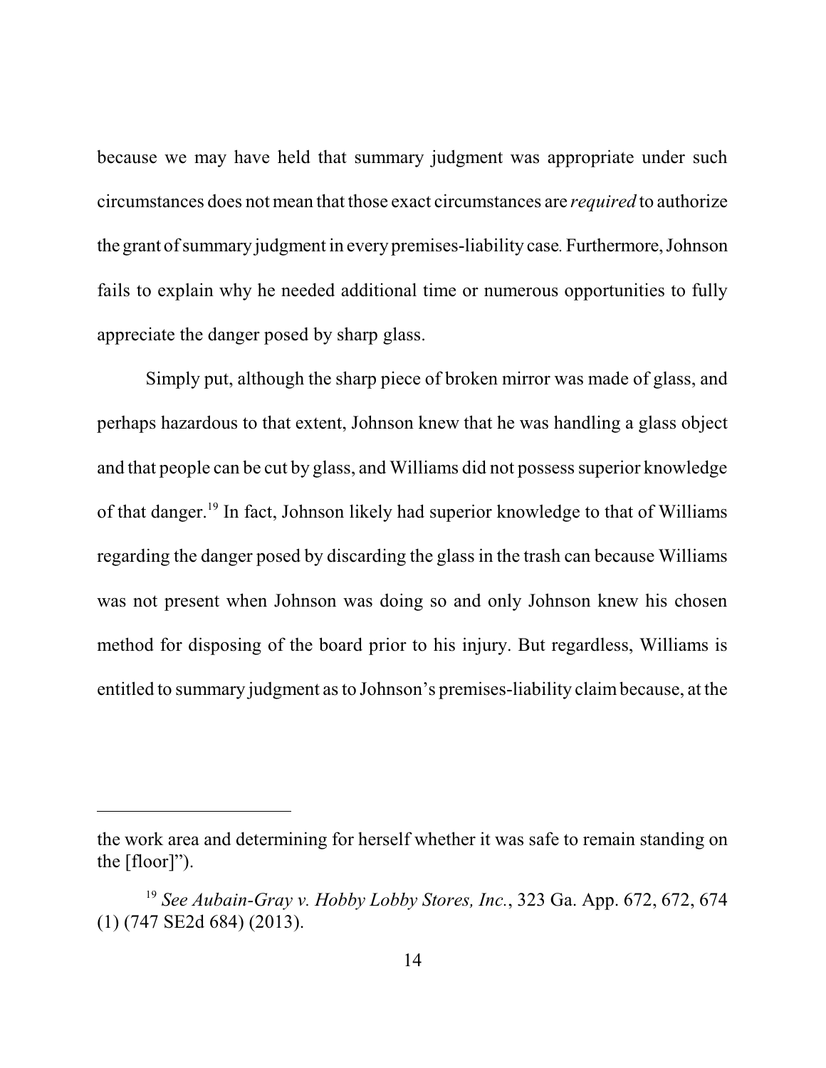because we may have held that summary judgment was appropriate under such circumstances does not mean that those exact circumstances are *required* to authorize the grant of summary judgment in every premises-liability case. Furthermore, Johnson fails to explain why he needed additional time or numerous opportunities to fully appreciate the danger posed by sharp glass.

Simply put, although the sharp piece of broken mirror was made of glass, and perhaps hazardous to that extent, Johnson knew that he was handling a glass object and that people can be cut by glass, and Williams did not possess superior knowledge of that danger.[19] In fact, Johnson likely had superior knowledge to that of Williams regarding the danger posed by discarding the glass in the trash can because Williams was not present when Johnson was doing so and only Johnson knew his chosen method for disposing of the board prior to his injury. But regardless, Williams is entitled to summary judgment as to Johnson's premises-liability claim because, at the

---

the work area and determining for herself whether it was safe to remain standing on the [floor]").

[19] *See Aubain-Gray v. Hobby Lobby Stores, Inc.*, 323 Ga. App. 672, 672, 674 (1) (747 SE2d 684) (2013).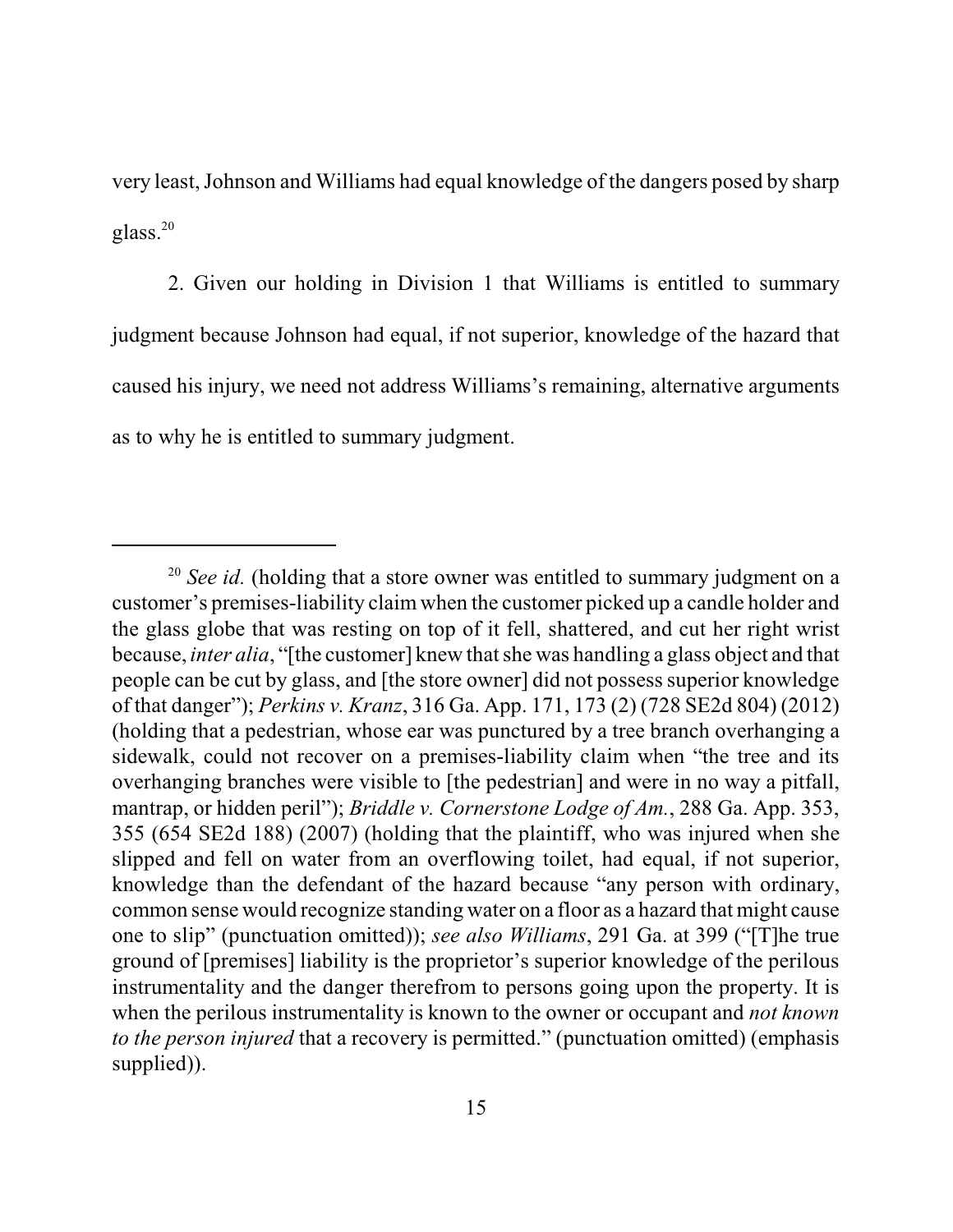very least, Johnson and Williams had equal knowledge of the dangers posed by sharp glass.[20]

2. Given our holding in Division 1 that Williams is entitled to summary judgment because Johnson had equal, if not superior, knowledge of the hazard that caused his injury, we need not address Williams's remaining, alternative arguments as to why he is entitled to summary judgment.

---

[20] *See id.* (holding that a store owner was entitled to summary judgment on a customer's premises-liability claim when the customer picked up a candle holder and the glass globe that was resting on top of it fell, shattered, and cut her right wrist because, *inter alia*, "[the customer] knew that she was handling a glass object and that people can be cut by glass, and [the store owner] did not possess superior knowledge of that danger"); *Perkins v. Kranz*, 316 Ga. App. 171, 173 (2) (728 SE2d 804) (2012) (holding that a pedestrian, whose ear was punctured by a tree branch overhanging a sidewalk, could not recover on a premises-liability claim when "the tree and its overhanging branches were visible to [the pedestrian] and were in no way a pitfall, mantrap, or hidden peril"); *Briddle v. Cornerstone Lodge of Am.*, 288 Ga. App. 353, 355 (654 SE2d 188) (2007) (holding that the plaintiff, who was injured when she slipped and fell on water from an overflowing toilet, had equal, if not superior, knowledge than the defendant of the hazard because "any person with ordinary, common sense would recognize standing water on a floor as a hazard that might cause one to slip" (punctuation omitted)); *see also Williams*, 291 Ga. at 399 ("[T]he true ground of [premises] liability is the proprietor's superior knowledge of the perilous instrumentality and the danger therefrom to persons going upon the property. It is when the perilous instrumentality is known to the owner or occupant and *not known to the person injured* that a recovery is permitted." (punctuation omitted) (emphasis supplied)).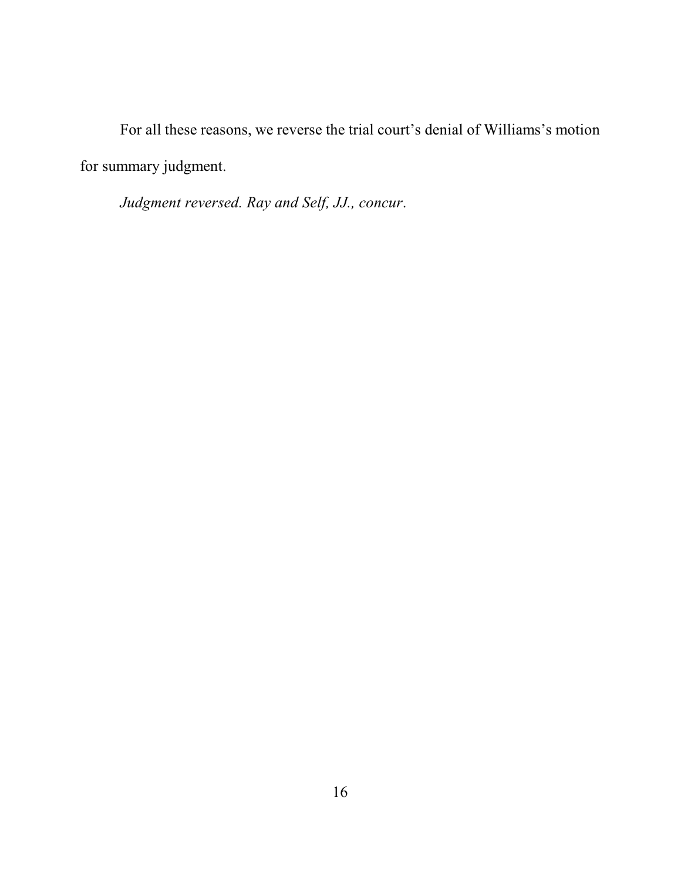For all these reasons, we reverse the trial court's denial of Williams's motion for summary judgment.

*Judgment reversed. Ray and Self, JJ., concur*.